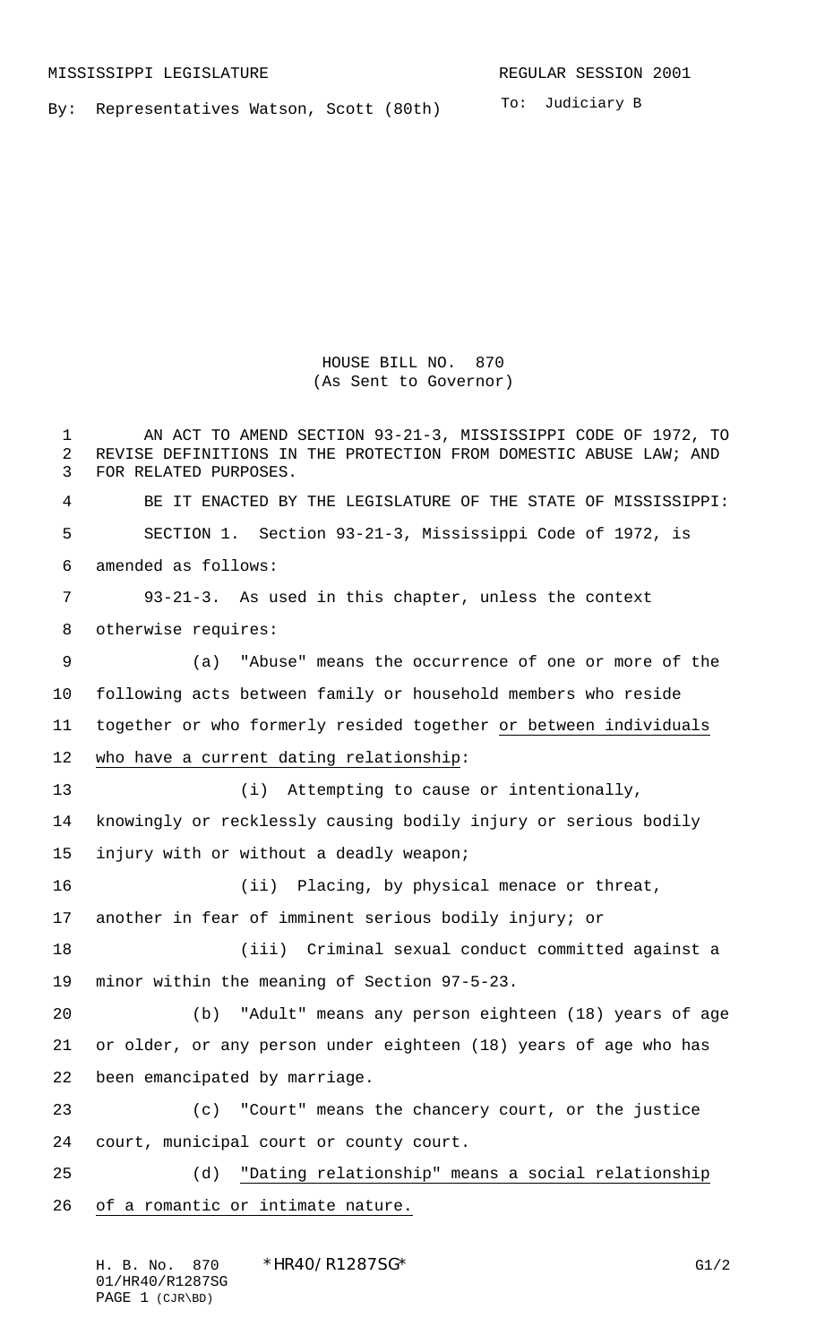MISSISSIPPI LEGISLATURE REGULAR SESSION 2001

By: Representatives Watson, Scott (80th)

To: Judiciary B

# HOUSE BILL NO. 870
(As Sent to Governor)

AN ACT TO AMEND SECTION 93-21-3, MISSISSIPPI CODE OF 1972, TO REVISE DEFINITIONS IN THE PROTECTION FROM DOMESTIC ABUSE LAW; AND FOR RELATED PURPOSES.

BE IT ENACTED BY THE LEGISLATURE OF THE STATE OF MISSISSIPPI:

SECTION 1. Section 93-21-3, Mississippi Code of 1972, is amended as follows:

93-21-3. As used in this chapter, unless the context otherwise requires:

(a) "Abuse" means the occurrence of one or more of the following acts between family or household members who reside together or who formerly resided together <u>or between individuals who have a current dating relationship</u>:

(i) Attempting to cause or intentionally, knowingly or recklessly causing bodily injury or serious bodily injury with or without a deadly weapon;

(ii) Placing, by physical menace or threat, another in fear of imminent serious bodily injury; or

(iii) Criminal sexual conduct committed against a minor within the meaning of Section 97-5-23.

(b) "Adult" means any person eighteen (18) years of age or older, or any person under eighteen (18) years of age who has been emancipated by marriage.

(c) "Court" means the chancery court, or the justice court, municipal court or county court.

(d) <u>"Dating relationship" means a social relationship of a romantic or intimate nature.</u>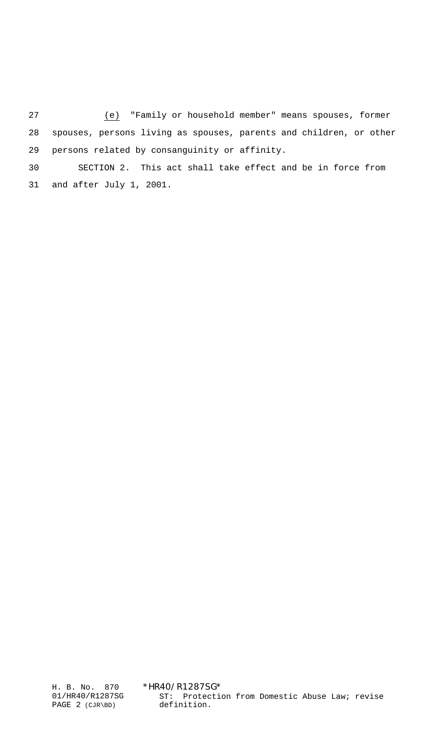27 (e) "Family or household member" means spouses, former
28 spouses, persons living as spouses, parents and children, or other
29 persons related by consanguinity or affinity.

30 SECTION 2. This act shall take effect and be in force from
31 and after July 1, 2001.

H. B. No. 870 *HR40/R1287SG*
01/HR40/R1287SG
PAGE 2 (CJR\BD)

ST: Protection from Domestic Abuse Law; revise definition.